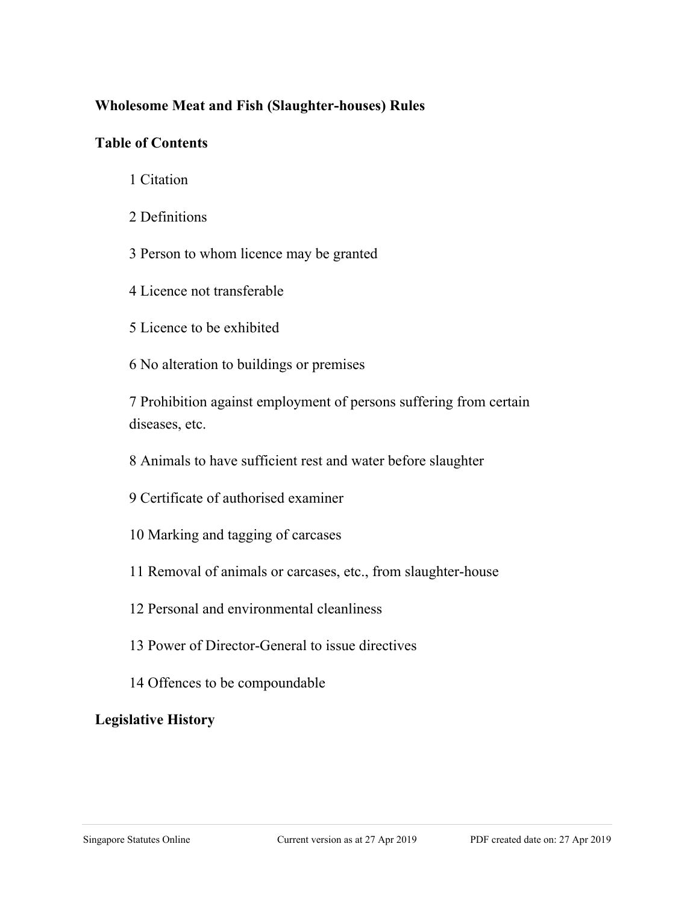# Wholesome Meat and Fish (Slaughter-houses) Rules

## Table of Contents

1 Citation

2 Definitions

3 Person to whom licence may be granted

4 Licence not transferable

5 Licence to be exhibited

6 No alteration to buildings or premises

7 Prohibition against employment of persons suffering from certain diseases, etc.

8 Animals to have sufficient rest and water before slaughter

9 Certificate of authorised examiner

10 Marking and tagging of carcases

11 Removal of animals or carcases, etc., from slaughter-house

12 Personal and environmental cleanliness

13 Power of Director-General to issue directives

14 Offences to be compoundable

## Legislative History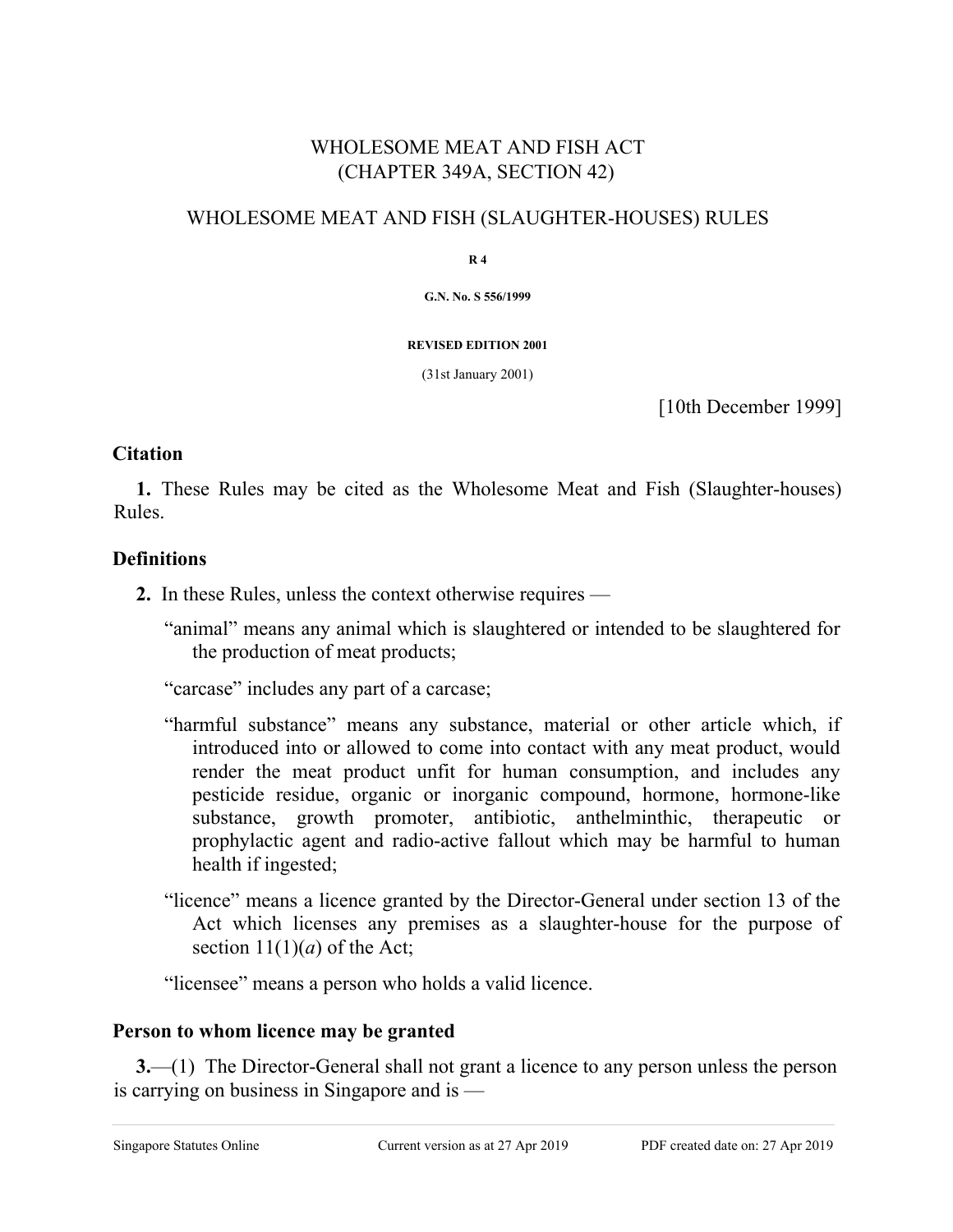WHOLESOME MEAT AND FISH ACT
(CHAPTER 349A, SECTION 42)

WHOLESOME MEAT AND FISH (SLAUGHTER-HOUSES) RULES

**R 4**

**G.N. No. S 556/1999**

**REVISED EDITION 2001**

(31st January 2001)

[10th December 1999]

### Citation

**1.** These Rules may be cited as the Wholesome Meat and Fish (Slaughter-houses) Rules.

### Definitions

**2.** In these Rules, unless the context otherwise requires —

"animal" means any animal which is slaughtered or intended to be slaughtered for the production of meat products;

"carcase" includes any part of a carcase;

"harmful substance" means any substance, material or other article which, if introduced into or allowed to come into contact with any meat product, would render the meat product unfit for human consumption, and includes any pesticide residue, organic or inorganic compound, hormone, hormone-like substance, growth promoter, antibiotic, anthelminthic, therapeutic or prophylactic agent and radio-active fallout which may be harmful to human health if ingested;

"licence" means a licence granted by the Director-General under section 13 of the Act which licenses any premises as a slaughter-house for the purpose of section 11(1)(*a*) of the Act;

"licensee" means a person who holds a valid licence.

### Person to whom licence may be granted

**3.**—(1) The Director-General shall not grant a licence to any person unless the person is carrying on business in Singapore and is —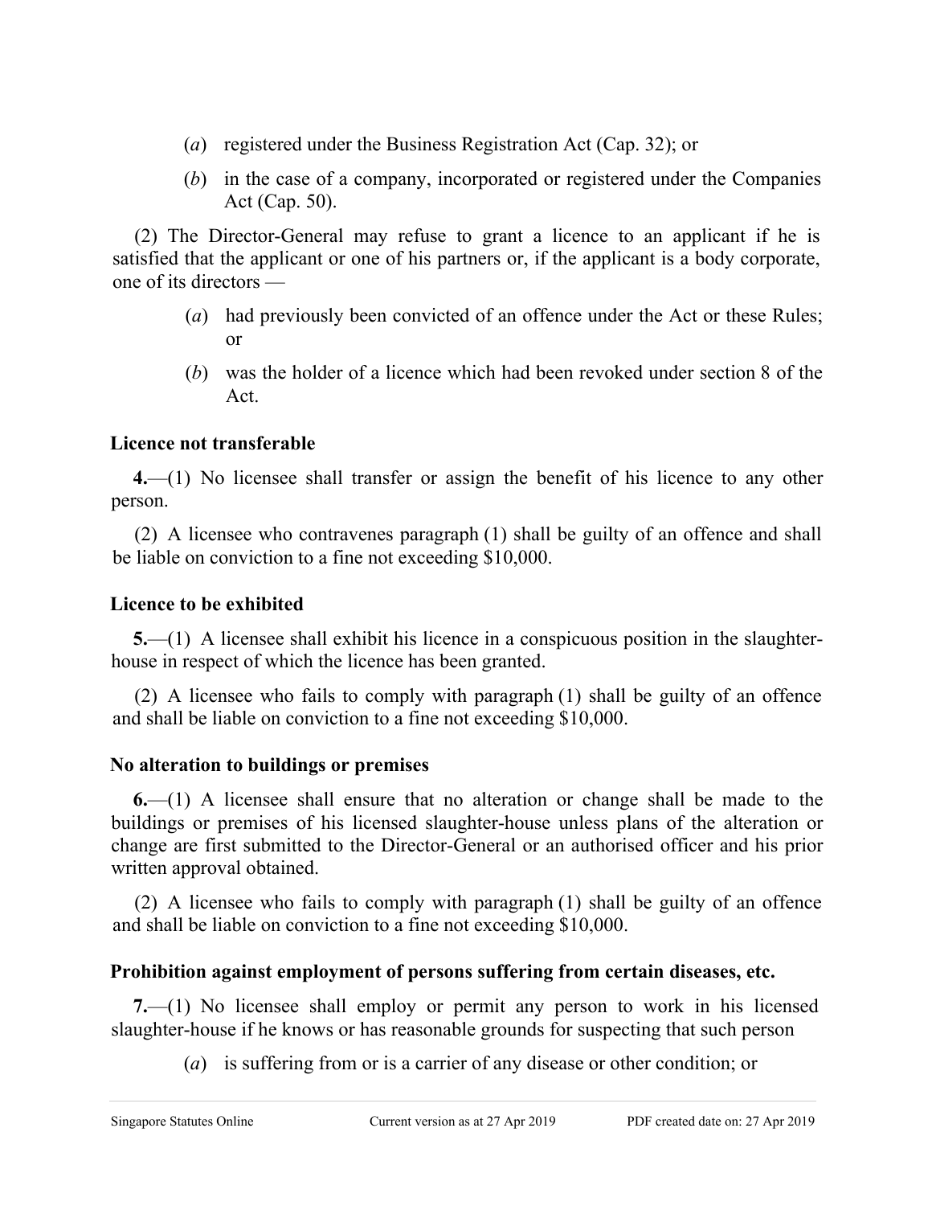(*a*) registered under the Business Registration Act (Cap. 32); or

(*b*) in the case of a company, incorporated or registered under the Companies Act (Cap. 50).

(2) The Director-General may refuse to grant a licence to an applicant if he is satisfied that the applicant or one of his partners or, if the applicant is a body corporate, one of its directors —

(*a*) had previously been convicted of an offence under the Act or these Rules; or

(*b*) was the holder of a licence which had been revoked under section 8 of the Act.

**Licence not transferable**

**4.**—(1) No licensee shall transfer or assign the benefit of his licence to any other person.

(2) A licensee who contravenes paragraph (1) shall be guilty of an offence and shall be liable on conviction to a fine not exceeding $10,000.

**Licence to be exhibited**

**5.**—(1) A licensee shall exhibit his licence in a conspicuous position in the slaughter-house in respect of which the licence has been granted.

(2) A licensee who fails to comply with paragraph (1) shall be guilty of an offence and shall be liable on conviction to a fine not exceeding $10,000.

**No alteration to buildings or premises**

**6.**—(1) A licensee shall ensure that no alteration or change shall be made to the buildings or premises of his licensed slaughter-house unless plans of the alteration or change are first submitted to the Director-General or an authorised officer and his prior written approval obtained.

(2) A licensee who fails to comply with paragraph (1) shall be guilty of an offence and shall be liable on conviction to a fine not exceeding $10,000.

**Prohibition against employment of persons suffering from certain diseases, etc.**

**7.**—(1) No licensee shall employ or permit any person to work in his licensed slaughter-house if he knows or has reasonable grounds for suspecting that such person

(*a*) is suffering from or is a carrier of any disease or other condition; or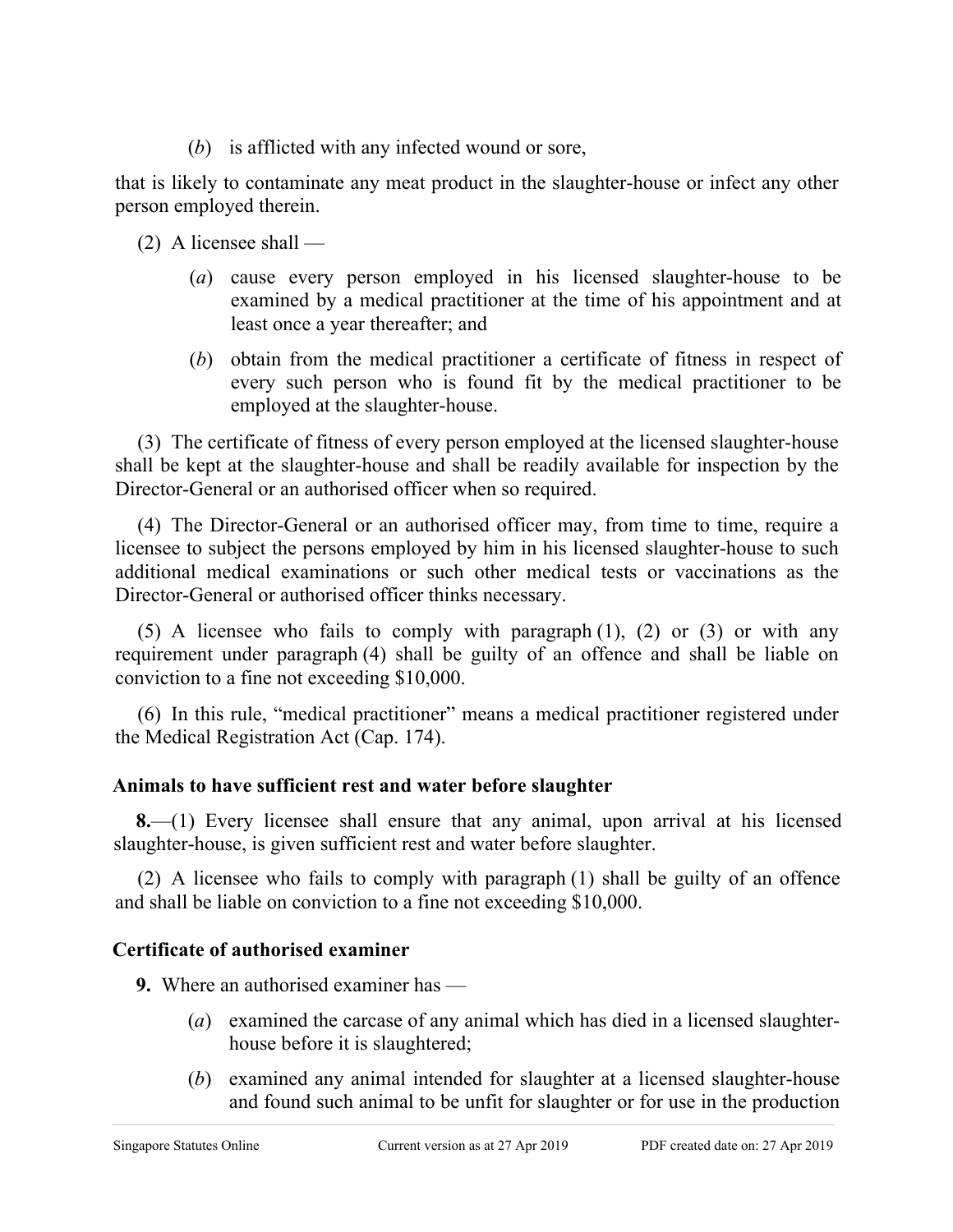(*b*) is afflicted with any infected wound or sore,

that is likely to contaminate any meat product in the slaughter-house or infect any other person employed therein.

(2) A licensee shall —

(*a*) cause every person employed in his licensed slaughter-house to be examined by a medical practitioner at the time of his appointment and at least once a year thereafter; and

(*b*) obtain from the medical practitioner a certificate of fitness in respect of every such person who is found fit by the medical practitioner to be employed at the slaughter-house.

(3) The certificate of fitness of every person employed at the licensed slaughter-house shall be kept at the slaughter-house and shall be readily available for inspection by the Director-General or an authorised officer when so required.

(4) The Director-General or an authorised officer may, from time to time, require a licensee to subject the persons employed by him in his licensed slaughter-house to such additional medical examinations or such other medical tests or vaccinations as the Director-General or authorised officer thinks necessary.

(5) A licensee who fails to comply with paragraph (1), (2) or (3) or with any requirement under paragraph (4) shall be guilty of an offence and shall be liable on conviction to a fine not exceeding $10,000.

(6) In this rule, "medical practitioner" means a medical practitioner registered under the Medical Registration Act (Cap. 174).

**Animals to have sufficient rest and water before slaughter**

**8.**—(1) Every licensee shall ensure that any animal, upon arrival at his licensed slaughter-house, is given sufficient rest and water before slaughter.

(2) A licensee who fails to comply with paragraph (1) shall be guilty of an offence and shall be liable on conviction to a fine not exceeding $10,000.

**Certificate of authorised examiner**

**9.** Where an authorised examiner has —

(*a*) examined the carcase of any animal which has died in a licensed slaughter-house before it is slaughtered;

(*b*) examined any animal intended for slaughter at a licensed slaughter-house and found such animal to be unfit for slaughter or for use in the production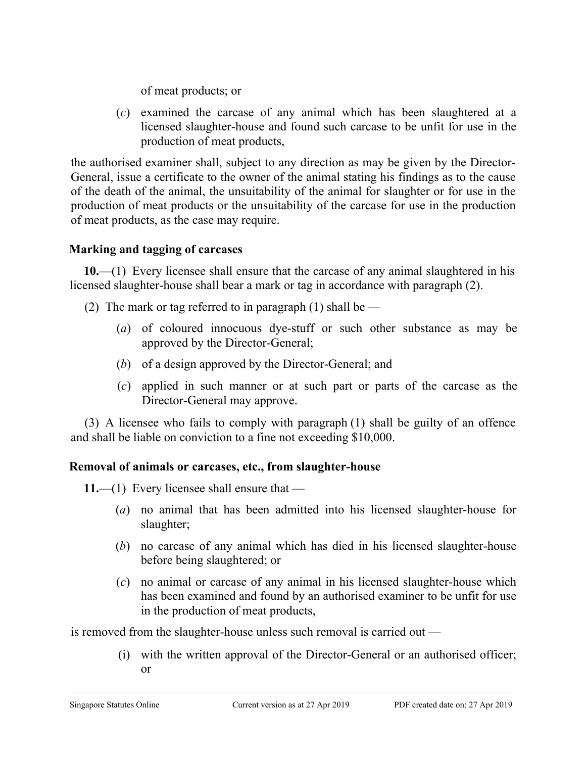of meat products; or

(*c*) examined the carcase of any animal which has been slaughtered at a licensed slaughter-house and found such carcase to be unfit for use in the production of meat products,

the authorised examiner shall, subject to any direction as may be given by the Director-General, issue a certificate to the owner of the animal stating his findings as to the cause of the death of the animal, the unsuitability of the animal for slaughter or for use in the production of meat products or the unsuitability of the carcase for use in the production of meat products, as the case may require.

**Marking and tagging of carcases**

**10.**—(1) Every licensee shall ensure that the carcase of any animal slaughtered in his licensed slaughter-house shall bear a mark or tag in accordance with paragraph (2).

(2) The mark or tag referred to in paragraph (1) shall be —

(*a*) of coloured innocuous dye-stuff or such other substance as may be approved by the Director-General;

(*b*) of a design approved by the Director-General; and

(*c*) applied in such manner or at such part or parts of the carcase as the Director-General may approve.

(3) A licensee who fails to comply with paragraph (1) shall be guilty of an offence and shall be liable on conviction to a fine not exceeding $10,000.

**Removal of animals or carcases, etc., from slaughter-house**

**11.**—(1) Every licensee shall ensure that —

(*a*) no animal that has been admitted into his licensed slaughter-house for slaughter;

(*b*) no carcase of any animal which has died in his licensed slaughter-house before being slaughtered; or

(*c*) no animal or carcase of any animal in his licensed slaughter-house which has been examined and found by an authorised examiner to be unfit for use in the production of meat products,

is removed from the slaughter-house unless such removal is carried out —

(i) with the written approval of the Director-General or an authorised officer; or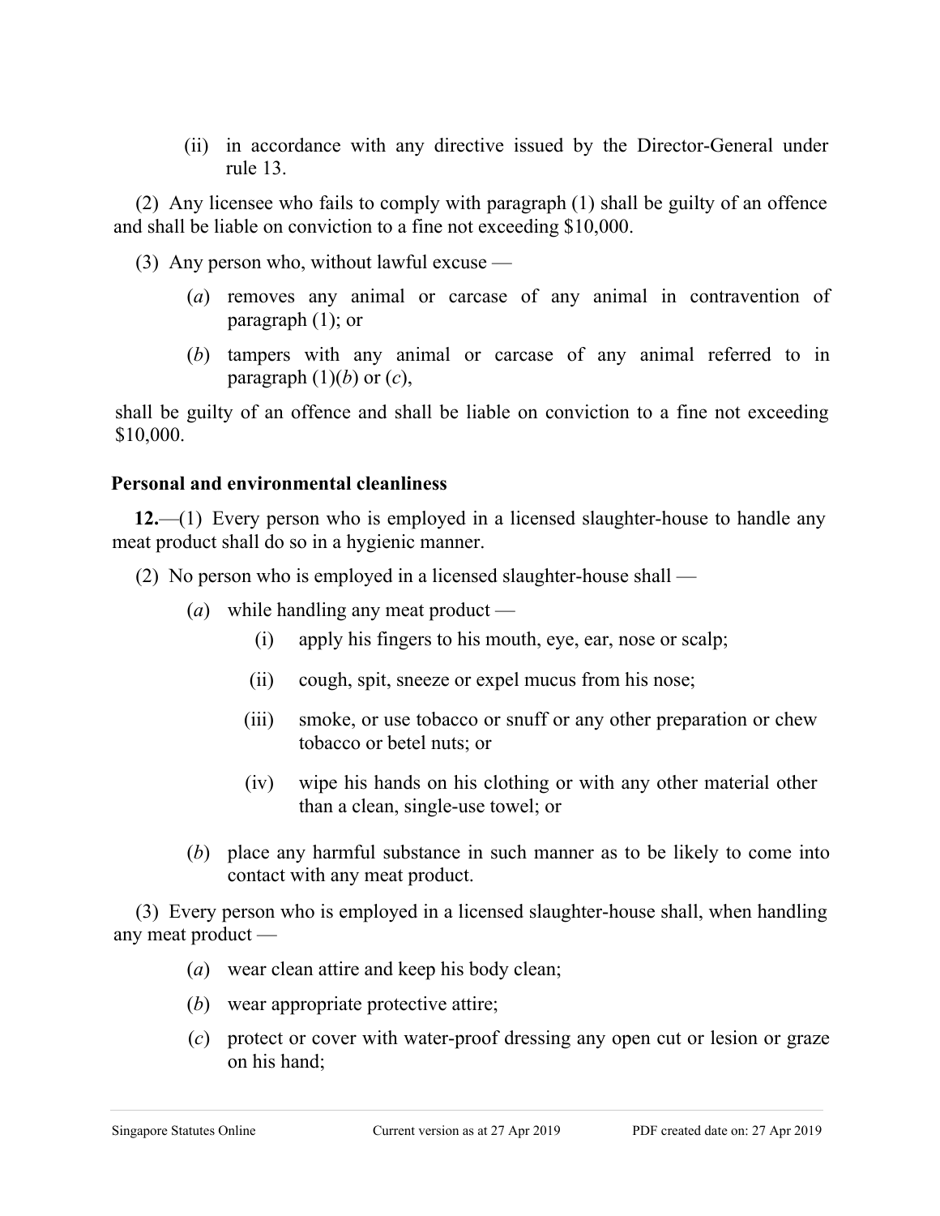(ii) in accordance with any directive issued by the Director-General under rule 13.

(2) Any licensee who fails to comply with paragraph (1) shall be guilty of an offence and shall be liable on conviction to a fine not exceeding $10,000.

(3) Any person who, without lawful excuse —

(*a*) removes any animal or carcase of any animal in contravention of paragraph (1); or

(*b*) tampers with any animal or carcase of any animal referred to in paragraph (1)(*b*) or (*c*),

shall be guilty of an offence and shall be liable on conviction to a fine not exceeding $10,000.

**Personal and environmental cleanliness**

**12.**—(1) Every person who is employed in a licensed slaughter-house to handle any meat product shall do so in a hygienic manner.

(2) No person who is employed in a licensed slaughter-house shall —

(*a*) while handling any meat product —

(i) apply his fingers to his mouth, eye, ear, nose or scalp;

(ii) cough, spit, sneeze or expel mucus from his nose;

(iii) smoke, or use tobacco or snuff or any other preparation or chew tobacco or betel nuts; or

(iv) wipe his hands on his clothing or with any other material other than a clean, single-use towel; or

(*b*) place any harmful substance in such manner as to be likely to come into contact with any meat product.

(3) Every person who is employed in a licensed slaughter-house shall, when handling any meat product —

(*a*) wear clean attire and keep his body clean;

(*b*) wear appropriate protective attire;

(*c*) protect or cover with water-proof dressing any open cut or lesion or graze on his hand;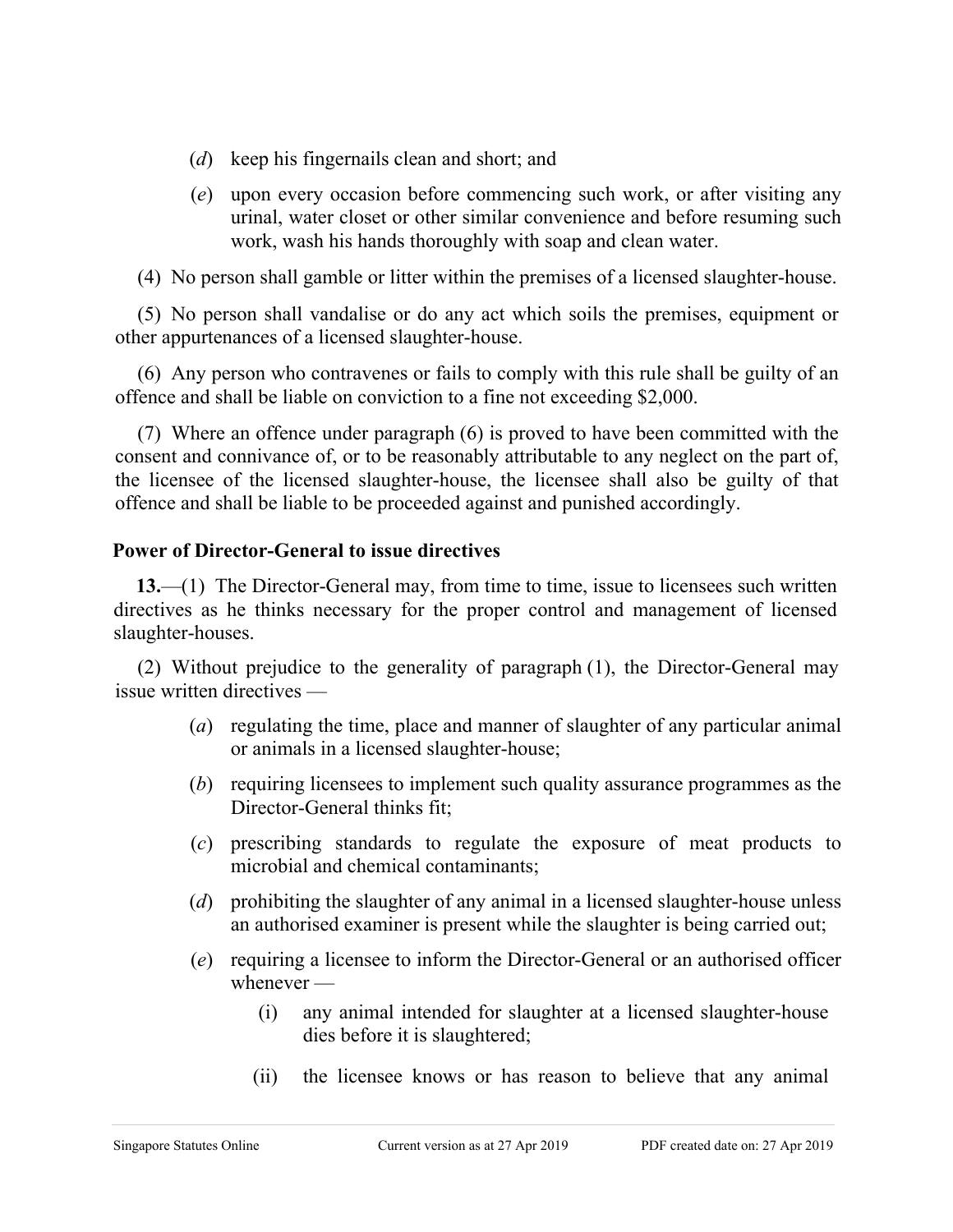(*d*) keep his fingernails clean and short; and

(*e*) upon every occasion before commencing such work, or after visiting any urinal, water closet or other similar convenience and before resuming such work, wash his hands thoroughly with soap and clean water.

(4) No person shall gamble or litter within the premises of a licensed slaughter-house.

(5) No person shall vandalise or do any act which soils the premises, equipment or other appurtenances of a licensed slaughter-house.

(6) Any person who contravenes or fails to comply with this rule shall be guilty of an offence and shall be liable on conviction to a fine not exceeding $2,000.

(7) Where an offence under paragraph (6) is proved to have been committed with the consent and connivance of, or to be reasonably attributable to any neglect on the part of, the licensee of the licensed slaughter-house, the licensee shall also be guilty of that offence and shall be liable to be proceeded against and punished accordingly.

**Power of Director-General to issue directives**

**13.**—(1) The Director-General may, from time to time, issue to licensees such written directives as he thinks necessary for the proper control and management of licensed slaughter-houses.

(2) Without prejudice to the generality of paragraph (1), the Director-General may issue written directives —

(*a*) regulating the time, place and manner of slaughter of any particular animal or animals in a licensed slaughter-house;

(*b*) requiring licensees to implement such quality assurance programmes as the Director-General thinks fit;

(*c*) prescribing standards to regulate the exposure of meat products to microbial and chemical contaminants;

(*d*) prohibiting the slaughter of any animal in a licensed slaughter-house unless an authorised examiner is present while the slaughter is being carried out;

(*e*) requiring a licensee to inform the Director-General or an authorised officer whenever —

(i) any animal intended for slaughter at a licensed slaughter-house dies before it is slaughtered;

(ii) the licensee knows or has reason to believe that any animal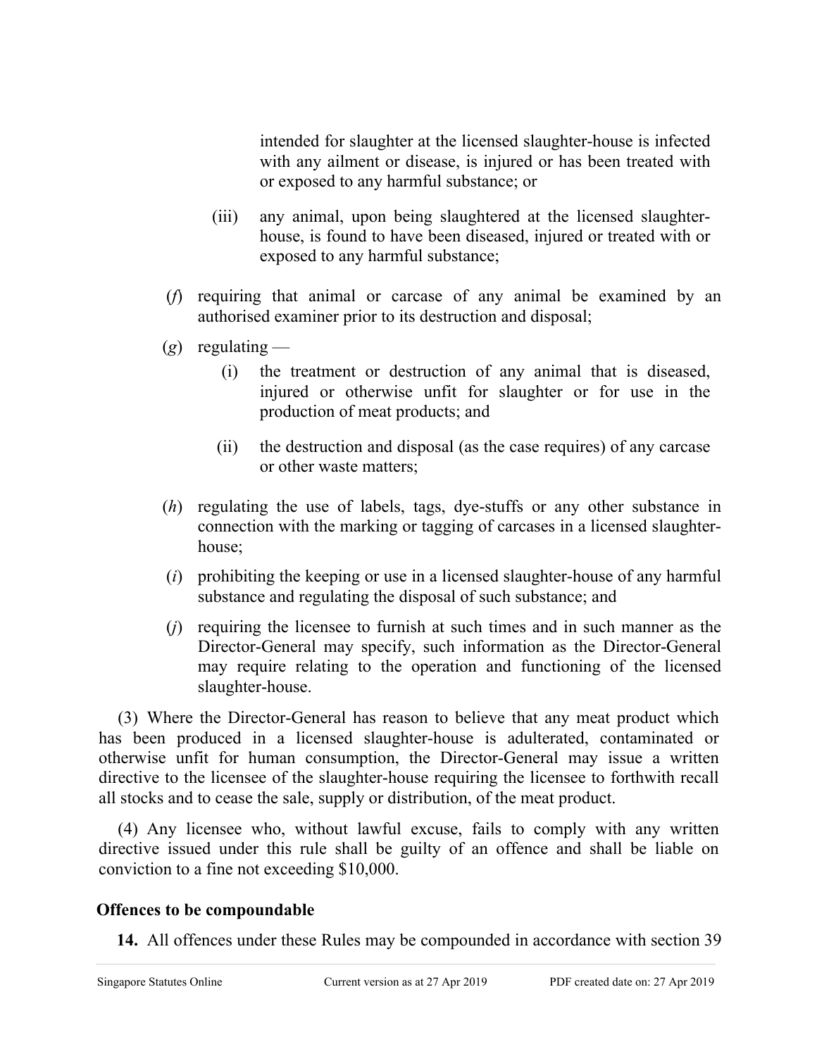intended for slaughter at the licensed slaughter-house is infected with any ailment or disease, is injured or has been treated with or exposed to any harmful substance; or

(iii) any animal, upon being slaughtered at the licensed slaughter-house, is found to have been diseased, injured or treated with or exposed to any harmful substance;

(*f*) requiring that animal or carcase of any animal be examined by an authorised examiner prior to its destruction and disposal;

(*g*) regulating —

(i) the treatment or destruction of any animal that is diseased, injured or otherwise unfit for slaughter or for use in the production of meat products; and

(ii) the destruction and disposal (as the case requires) of any carcase or other waste matters;

(*h*) regulating the use of labels, tags, dye-stuffs or any other substance in connection with the marking or tagging of carcases in a licensed slaughter-house;

(*i*) prohibiting the keeping or use in a licensed slaughter-house of any harmful substance and regulating the disposal of such substance; and

(*j*) requiring the licensee to furnish at such times and in such manner as the Director-General may specify, such information as the Director-General may require relating to the operation and functioning of the licensed slaughter-house.

(3) Where the Director-General has reason to believe that any meat product which has been produced in a licensed slaughter-house is adulterated, contaminated or otherwise unfit for human consumption, the Director-General may issue a written directive to the licensee of the slaughter-house requiring the licensee to forthwith recall all stocks and to cease the sale, supply or distribution, of the meat product.

(4) Any licensee who, without lawful excuse, fails to comply with any written directive issued under this rule shall be guilty of an offence and shall be liable on conviction to a fine not exceeding $10,000.

**Offences to be compoundable**

**14.** All offences under these Rules may be compounded in accordance with section 39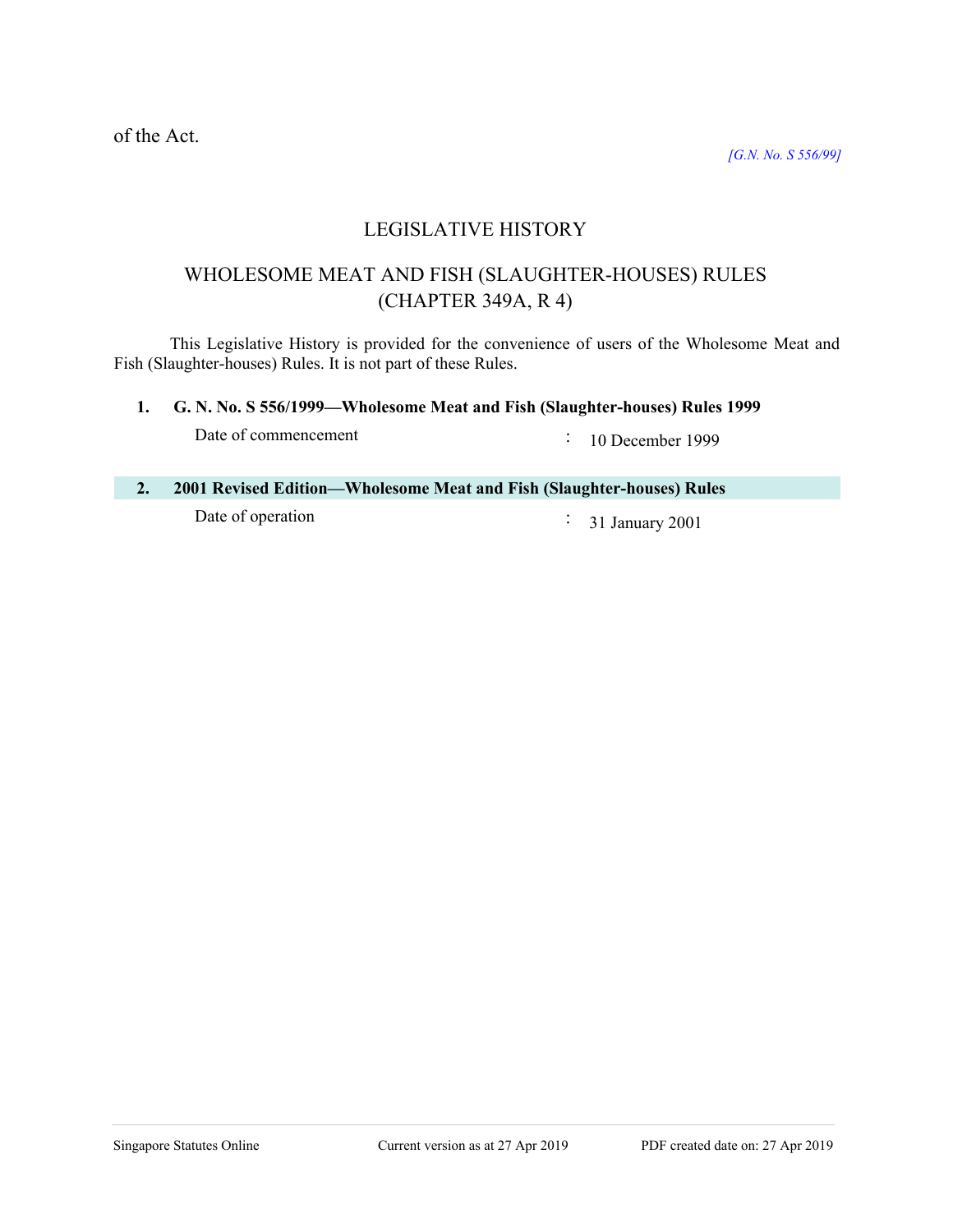of the Act.

*[G.N. No. S 556/99]*

## LEGISLATIVE HISTORY

## WHOLESOME MEAT AND FISH (SLAUGHTER-HOUSES) RULES (CHAPTER 349A, R 4)

This Legislative History is provided for the convenience of users of the Wholesome Meat and Fish (Slaughter-houses) Rules. It is not part of these Rules.

**1. G. N. No. S 556/1999—Wholesome Meat and Fish (Slaughter-houses) Rules 1999**

Date of commencement : 10 December 1999

**2. 2001 Revised Edition—Wholesome Meat and Fish (Slaughter-houses) Rules**

Date of operation : 31 January 2001